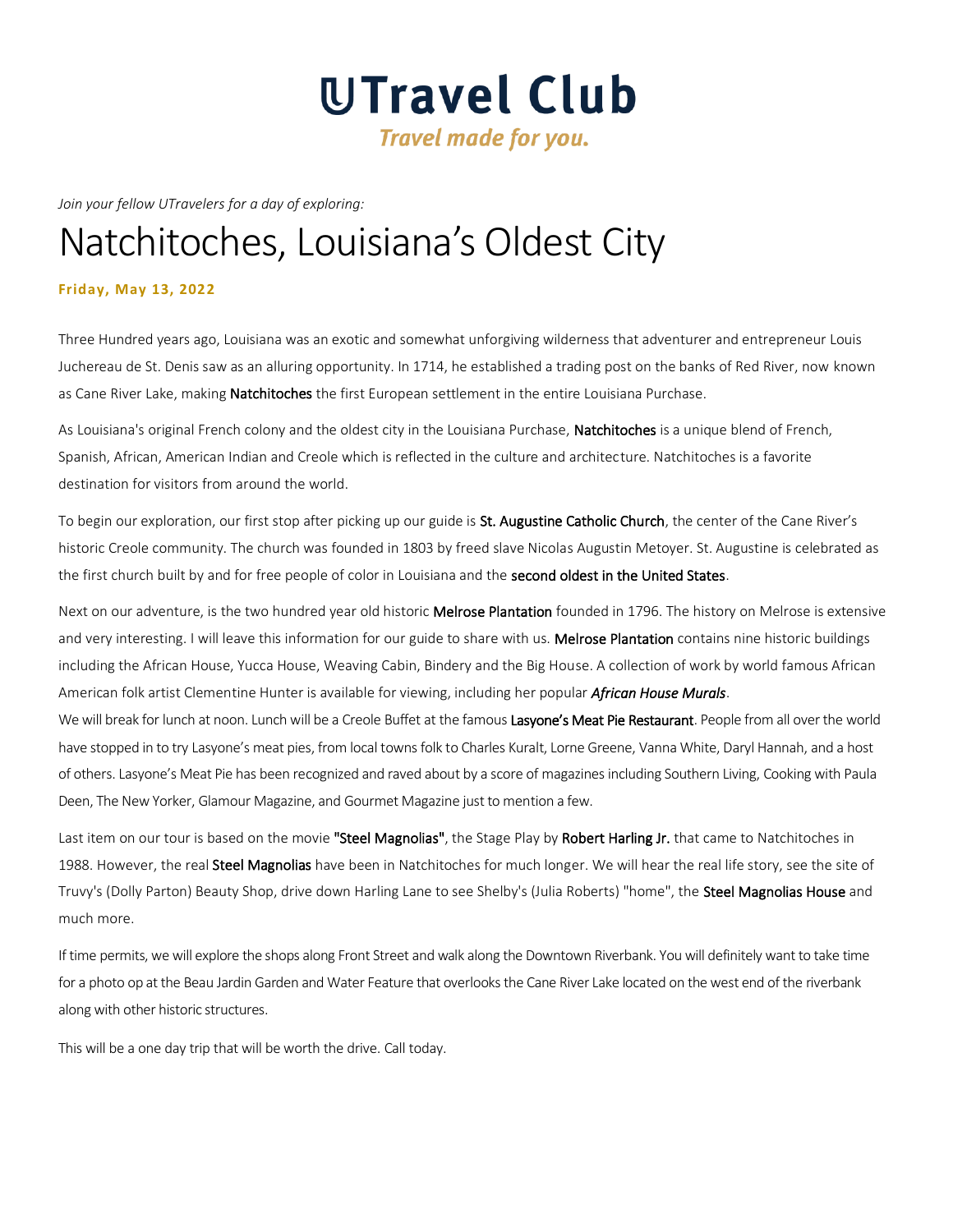# UTravel Club

*Travel made for you.*

*Join your fellow UTravelers for a day of exploring:*

# Natchitoches, Louisiana's Oldest City

**Friday, May 13, 2022**

Three Hundred years ago, Louisiana was an exotic and somewhat unforgiving wilderness that adventurer and entrepreneur Louis Juchereau de St. Denis saw as an alluring opportunity. In 1714, he established a trading post on the banks of Red River, now known as Cane River Lake, making Natchitoches the first European settlement in the entire Louisiana Purchase.

As Louisiana's original French colony and the oldest city in the Louisiana Purchase, Natchitoches is a unique blend of French, Spanish, African, American Indian and Creole which is reflected in the culture and architecture. Natchitoches is a favorite destination for visitors from around the world.

To begin our exploration, our first stop after picking up our guide is St. Augustine Catholic Church, the center of the Cane River's historic Creole community. The church was founded in 1803 by freed slave Nicolas Augustin Metoyer. St. Augustine is celebrated as the first church built by and for free people of color in Louisiana and the second oldest in the United States.

Next on our adventure, is the two hundred year old historic Melrose Plantation founded in 1796. The history on Melrose is extensive and very interesting. I will leave this information for our guide to share with us. Melrose Plantation contains nine historic buildings including the African House, Yucca House, Weaving Cabin, Bindery and the Big House. A collection of work by world famous African American folk artist Clementine Hunter is available for viewing, including her popular ***African House Murals***.

We will break for lunch at noon. Lunch will be a Creole Buffet at the famous Lasyone's Meat Pie Restaurant. People from all over the world have stopped in to try Lasyone's meat pies, from local towns folk to Charles Kuralt, Lorne Greene, Vanna White, Daryl Hannah, and a host of others. Lasyone's Meat Pie has been recognized and raved about by a score of magazines including Southern Living, Cooking with Paula Deen, The New Yorker, Glamour Magazine, and Gourmet Magazine just to mention a few.

Last item on our tour is based on the movie "Steel Magnolias", the Stage Play by Robert Harling Jr. that came to Natchitoches in 1988. However, the real Steel Magnolias have been in Natchitoches for much longer. We will hear the real life story, see the site of Truvy's (Dolly Parton) Beauty Shop, drive down Harling Lane to see Shelby's (Julia Roberts) "home", the Steel Magnolias House and much more.

If time permits, we will explore the shops along Front Street and walk along the Downtown Riverbank. You will definitely want to take time for a photo op at the Beau Jardin Garden and Water Feature that overlooks the Cane River Lake located on the west end of the riverbank along with other historic structures.

This will be a one day trip that will be worth the drive. Call today.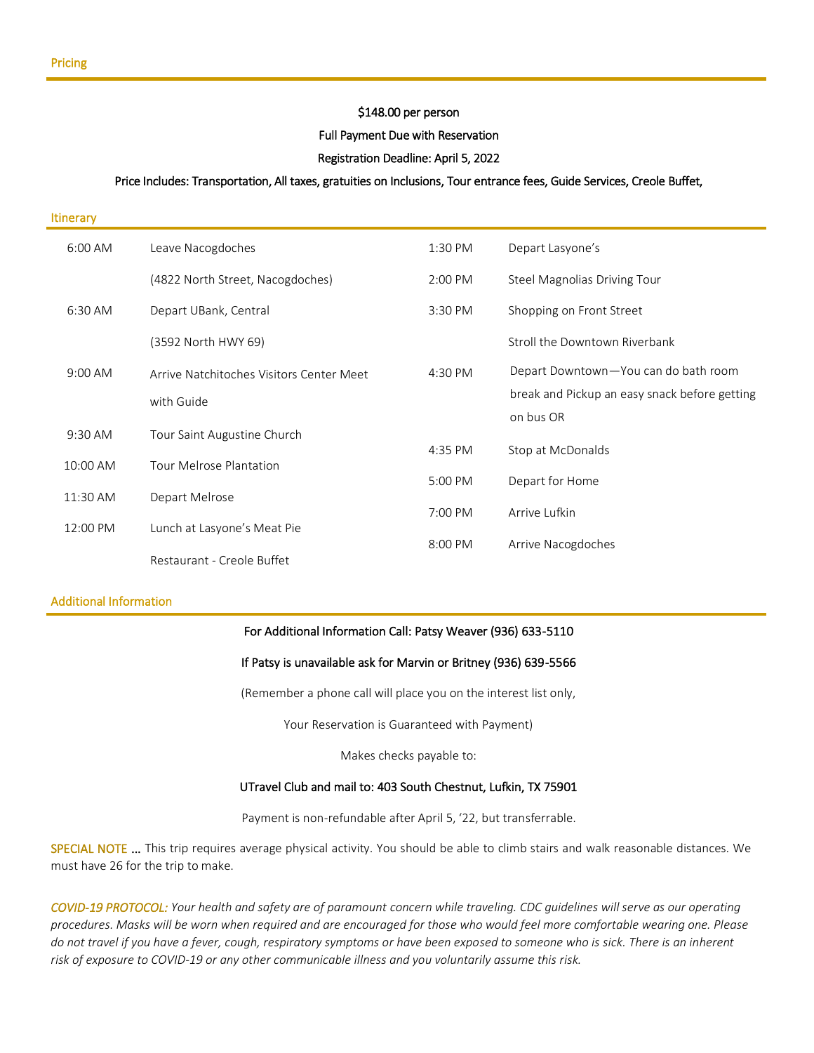## Pricing

$148.00 per person

Full Payment Due with Reservation

Registration Deadline: April 5, 2022

Price Includes: Transportation, All taxes, gratuities on Inclusions, Tour entrance fees, Guide Services, Creole Buffet,

## Itinerary

| | |
|---|---|
| 6:00 AM | Leave Nacogdoches (4822 North Street, Nacogdoches) |
| 6:30 AM | Depart UBank, Central (3592 North HWY 69) |
| 9:00 AM | Arrive Natchitoches Visitors Center Meet with Guide |
| 9:30 AM | Tour Saint Augustine Church |
| 10:00 AM | Tour Melrose Plantation |
| 11:30 AM | Depart Melrose |
| 12:00 PM | Lunch at Lasyone's Meat Pie Restaurant - Creole Buffet |
| 1:30 PM | Depart Lasyone's |
| 2:00 PM | Steel Magnolias Driving Tour |
| 3:30 PM | Shopping on Front Street<br>Stroll the Downtown Riverbank |
| 4:30 PM | Depart Downtown—You can do bath room break and Pickup an easy snack before getting on bus OR |
| 4:35 PM | Stop at McDonalds |
| 5:00 PM | Depart for Home |
| 7:00 PM | Arrive Lufkin |
| 8:00 PM | Arrive Nacogdoches |

## Additional Information

**For Additional Information Call: Patsy Weaver (936) 633-5110**

**If Patsy is unavailable ask for Marvin or Britney (936) 639-5566**

(Remember a phone call will place you on the interest list only,

Your Reservation is Guaranteed with Payment)

Makes checks payable to:

**UTravel Club and mail to: 403 South Chestnut, Lufkin, TX 75901**

Payment is non-refundable after April 5, '22, but transferrable.

SPECIAL NOTE … This trip requires average physical activity. You should be able to climb stairs and walk reasonable distances. We must have 26 for the trip to make.

*COVID-19 PROTOCOL: Your health and safety are of paramount concern while traveling. CDC guidelines will serve as our operating procedures. Masks will be worn when required and are encouraged for those who would feel more comfortable wearing one. Please do not travel if you have a fever, cough, respiratory symptoms or have been exposed to someone who is sick. There is an inherent risk of exposure to COVID-19 or any other communicable illness and you voluntarily assume this risk.*